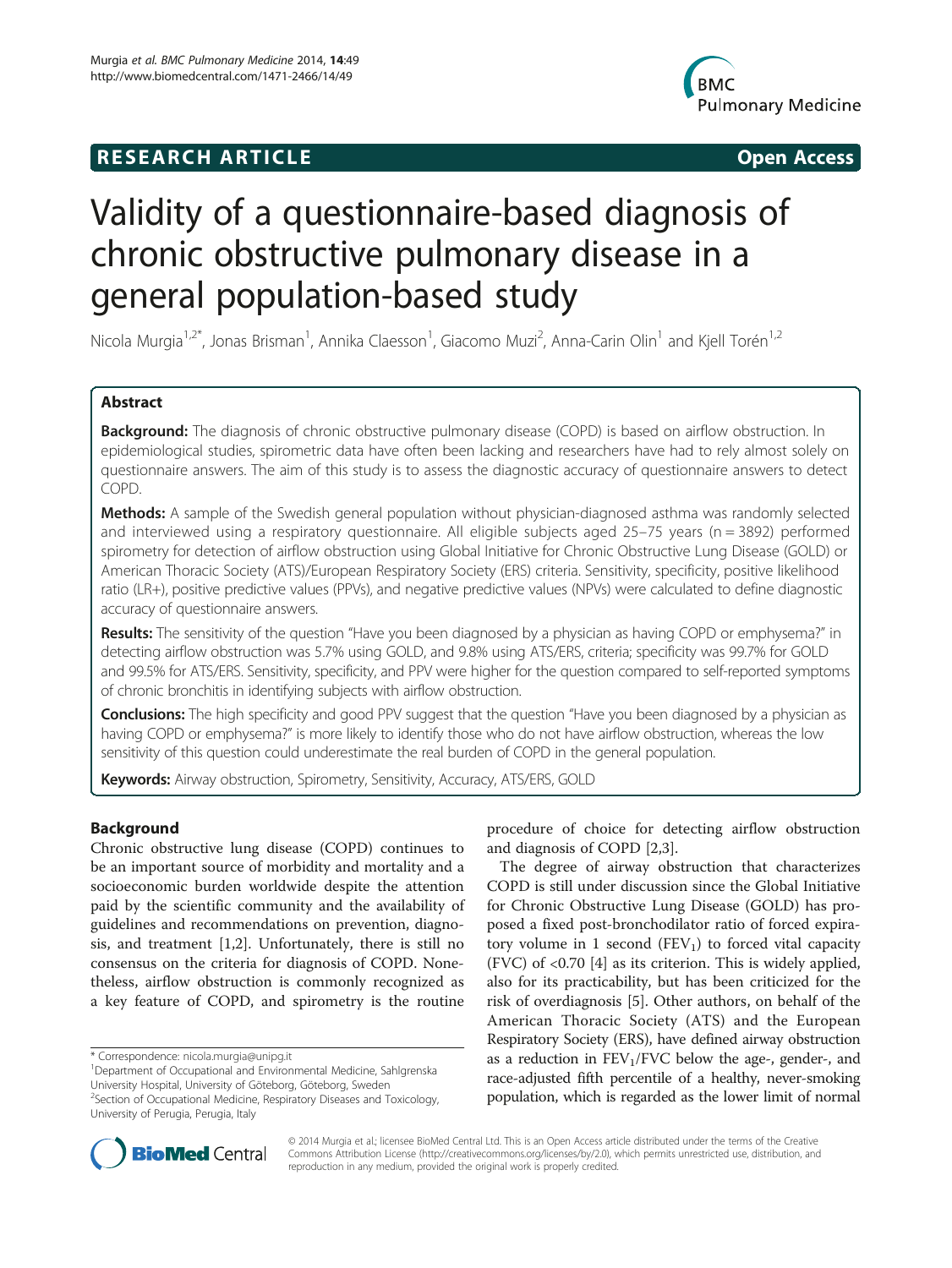# Validity of a questionnaire-based diagnosis of chronic obstructive pulmonary disease in a general population-based study

Nicola Murgia[1,2*], Jonas Brisman[1], Annika Claesson[1], Giacomo Muzi[2], Anna-Carin Olin[1] and Kjell Torén[1,2]

## Abstract

**Background:** The diagnosis of chronic obstructive pulmonary disease (COPD) is based on airflow obstruction. In epidemiological studies, spirometric data have often been lacking and researchers have had to rely almost solely on questionnaire answers. The aim of this study is to assess the diagnostic accuracy of questionnaire answers to detect COPD.

**Methods:** A sample of the Swedish general population without physician-diagnosed asthma was randomly selected and interviewed using a respiratory questionnaire. All eligible subjects aged 25–75 years (n = 3892) performed spirometry for detection of airflow obstruction using Global Initiative for Chronic Obstructive Lung Disease (GOLD) or American Thoracic Society (ATS)/European Respiratory Society (ERS) criteria. Sensitivity, specificity, positive likelihood ratio (LR+), positive predictive values (PPVs), and negative predictive values (NPVs) were calculated to define diagnostic accuracy of questionnaire answers.

**Results:** The sensitivity of the question "Have you been diagnosed by a physician as having COPD or emphysema?" in detecting airflow obstruction was 5.7% using GOLD, and 9.8% using ATS/ERS, criteria; specificity was 99.7% for GOLD and 99.5% for ATS/ERS. Sensitivity, specificity, and PPV were higher for the question compared to self-reported symptoms of chronic bronchitis in identifying subjects with airflow obstruction.

**Conclusions:** The high specificity and good PPV suggest that the question "Have you been diagnosed by a physician as having COPD or emphysema?" is more likely to identify those who do not have airflow obstruction, whereas the low sensitivity of this question could underestimate the real burden of COPD in the general population.

**Keywords:** Airway obstruction, Spirometry, Sensitivity, Accuracy, ATS/ERS, GOLD

## Background

Chronic obstructive lung disease (COPD) continues to be an important source of morbidity and mortality and a socioeconomic burden worldwide despite the attention paid by the scientific community and the availability of guidelines and recommendations on prevention, diagnosis, and treatment [1,2]. Unfortunately, there is still no consensus on the criteria for diagnosis of COPD. Nonetheless, airflow obstruction is commonly recognized as a key feature of COPD, and spirometry is the routine procedure of choice for detecting airflow obstruction and diagnosis of COPD [2,3].

The degree of airway obstruction that characterizes COPD is still under discussion since the Global Initiative for Chronic Obstructive Lung Disease (GOLD) has proposed a fixed post-bronchodilator ratio of forced expiratory volume in 1 second ($FEV_1$) to forced vital capacity (FVC) of <0.70 [4] as its criterion. This is widely applied, also for its practicability, but has been criticized for the risk of overdiagnosis [5]. Other authors, on behalf of the American Thoracic Society (ATS) and the European Respiratory Society (ERS), have defined airway obstruction as a reduction in $FEV_1$/FVC below the age-, gender-, and race-adjusted fifth percentile of a healthy, never-smoking population, which is regarded as the lower limit of normal

\* Correspondence: nicola.murgia@unipg.it
[1]Department of Occupational and Environmental Medicine, Sahlgrenska University Hospital, University of Göteborg, Göteborg, Sweden
[2]Section of Occupational Medicine, Respiratory Diseases and Toxicology, University of Perugia, Perugia, Italy

© 2014 Murgia et al.; licensee BioMed Central Ltd. This is an Open Access article distributed under the terms of the Creative Commons Attribution License (http://creativecommons.org/licenses/by/2.0), which permits unrestricted use, distribution, and reproduction in any medium, provided the original work is properly credited.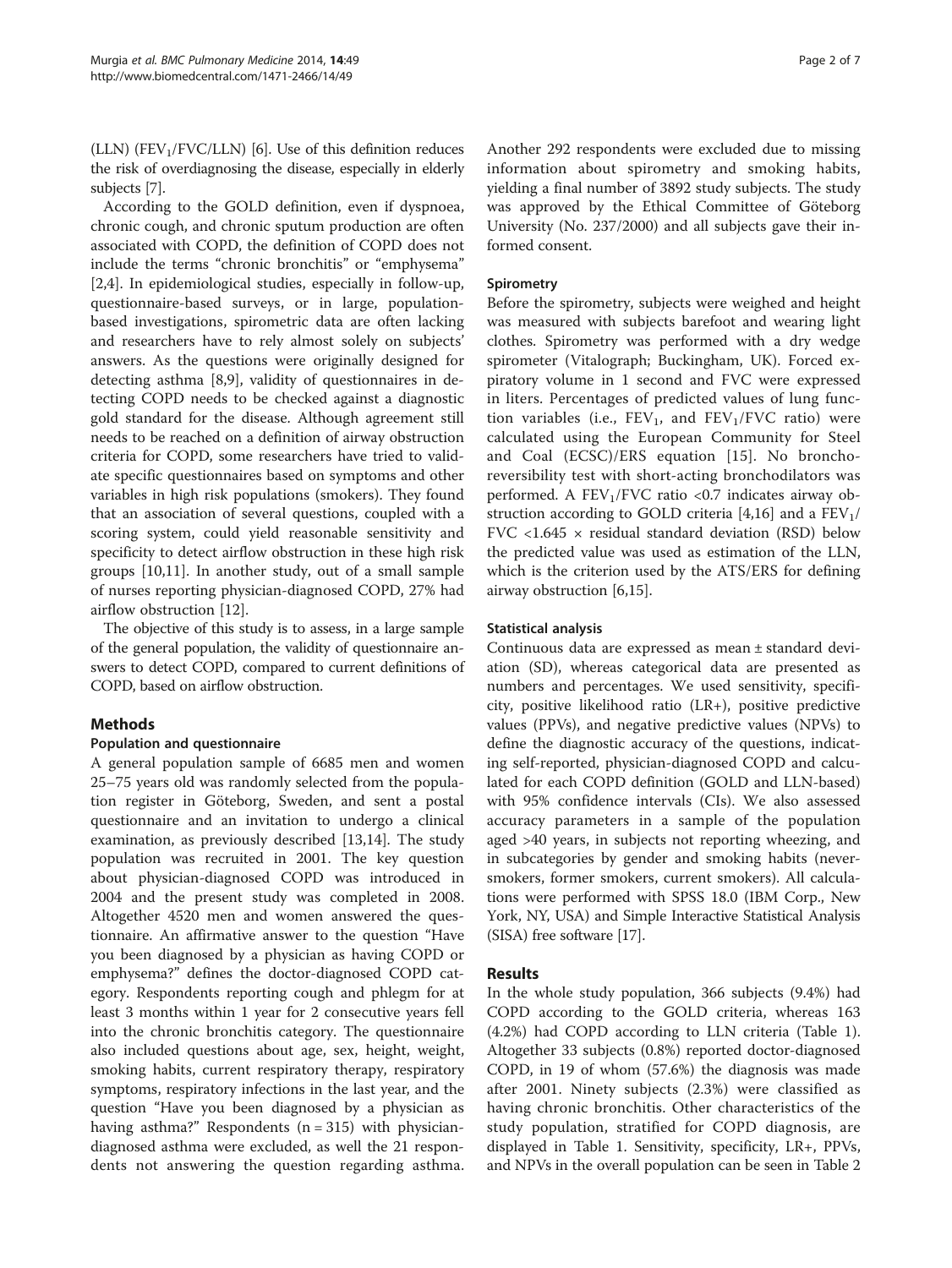(LLN) ($FEV_1$/FVC/LLN) [6]. Use of this definition reduces the risk of overdiagnosing the disease, especially in elderly subjects [7].

According to the GOLD definition, even if dyspnoea, chronic cough, and chronic sputum production are often associated with COPD, the definition of COPD does not include the terms "chronic bronchitis" or "emphysema" [2,4]. In epidemiological studies, especially in follow-up, questionnaire-based surveys, or in large, population-based investigations, spirometric data are often lacking and researchers have to rely almost solely on subjects' answers. As the questions were originally designed for detecting asthma [8,9], validity of questionnaires in detecting COPD needs to be checked against a diagnostic gold standard for the disease. Although agreement still needs to be reached on a definition of airway obstruction criteria for COPD, some researchers have tried to validate specific questionnaires based on symptoms and other variables in high risk populations (smokers). They found that an association of several questions, coupled with a scoring system, could yield reasonable sensitivity and specificity to detect airflow obstruction in these high risk groups [10,11]. In another study, out of a small sample of nurses reporting physician-diagnosed COPD, 27% had airflow obstruction [12].

The objective of this study is to assess, in a large sample of the general population, the validity of questionnaire answers to detect COPD, compared to current definitions of COPD, based on airflow obstruction.

## Methods

### Population and questionnaire

A general population sample of 6685 men and women 25–75 years old was randomly selected from the population register in Göteborg, Sweden, and sent a postal questionnaire and an invitation to undergo a clinical examination, as previously described [13,14]. The study population was recruited in 2001. The key question about physician-diagnosed COPD was introduced in 2004 and the present study was completed in 2008. Altogether 4520 men and women answered the questionnaire. An affirmative answer to the question "Have you been diagnosed by a physician as having COPD or emphysema?" defines the doctor-diagnosed COPD category. Respondents reporting cough and phlegm for at least 3 months within 1 year for 2 consecutive years fell into the chronic bronchitis category. The questionnaire also included questions about age, sex, height, weight, smoking habits, current respiratory therapy, respiratory symptoms, respiratory infections in the last year, and the question "Have you been diagnosed by a physician as having asthma?" Respondents (n = 315) with physician-diagnosed asthma were excluded, as well the 21 respondents not answering the question regarding asthma. Another 292 respondents were excluded due to missing information about spirometry and smoking habits, yielding a final number of 3892 study subjects. The study was approved by the Ethical Committee of Göteborg University (No. 237/2000) and all subjects gave their informed consent.

### Spirometry

Before the spirometry, subjects were weighed and height was measured with subjects barefoot and wearing light clothes. Spirometry was performed with a dry wedge spirometer (Vitalograph; Buckingham, UK). Forced expiratory volume in 1 second and FVC were expressed in liters. Percentages of predicted values of lung function variables (i.e., $FEV_1$, and $FEV_1$/FVC ratio) were calculated using the European Community for Steel and Coal (ECSC)/ERS equation [15]. No broncho-reversibility test with short-acting bronchodilators was performed. A $FEV_1$/FVC ratio <0.7 indicates airway obstruction according to GOLD criteria [4,16] and a $FEV_1$/FVC <1.645 × residual standard deviation (RSD) below the predicted value was used as estimation of the LLN, which is the criterion used by the ATS/ERS for defining airway obstruction [6,15].

### Statistical analysis

Continuous data are expressed as mean ± standard deviation (SD), whereas categorical data are presented as numbers and percentages. We used sensitivity, specificity, positive likelihood ratio (LR+), positive predictive values (PPVs), and negative predictive values (NPVs) to define the diagnostic accuracy of the questions, indicating self-reported, physician-diagnosed COPD and calculated for each COPD definition (GOLD and LLN-based) with 95% confidence intervals (CIs). We also assessed accuracy parameters in a sample of the population aged >40 years, in subjects not reporting wheezing, and in subcategories by gender and smoking habits (never-smokers, former smokers, current smokers). All calculations were performed with SPSS 18.0 (IBM Corp., New York, NY, USA) and Simple Interactive Statistical Analysis (SISA) free software [17].

## Results

In the whole study population, 366 subjects (9.4%) had COPD according to the GOLD criteria, whereas 163 (4.2%) had COPD according to LLN criteria (Table 1). Altogether 33 subjects (0.8%) reported doctor-diagnosed COPD, in 19 of whom (57.6%) the diagnosis was made after 2001. Ninety subjects (2.3%) were classified as having chronic bronchitis. Other characteristics of the study population, stratified for COPD diagnosis, are displayed in Table 1. Sensitivity, specificity, LR+, PPVs, and NPVs in the overall population can be seen in Table 2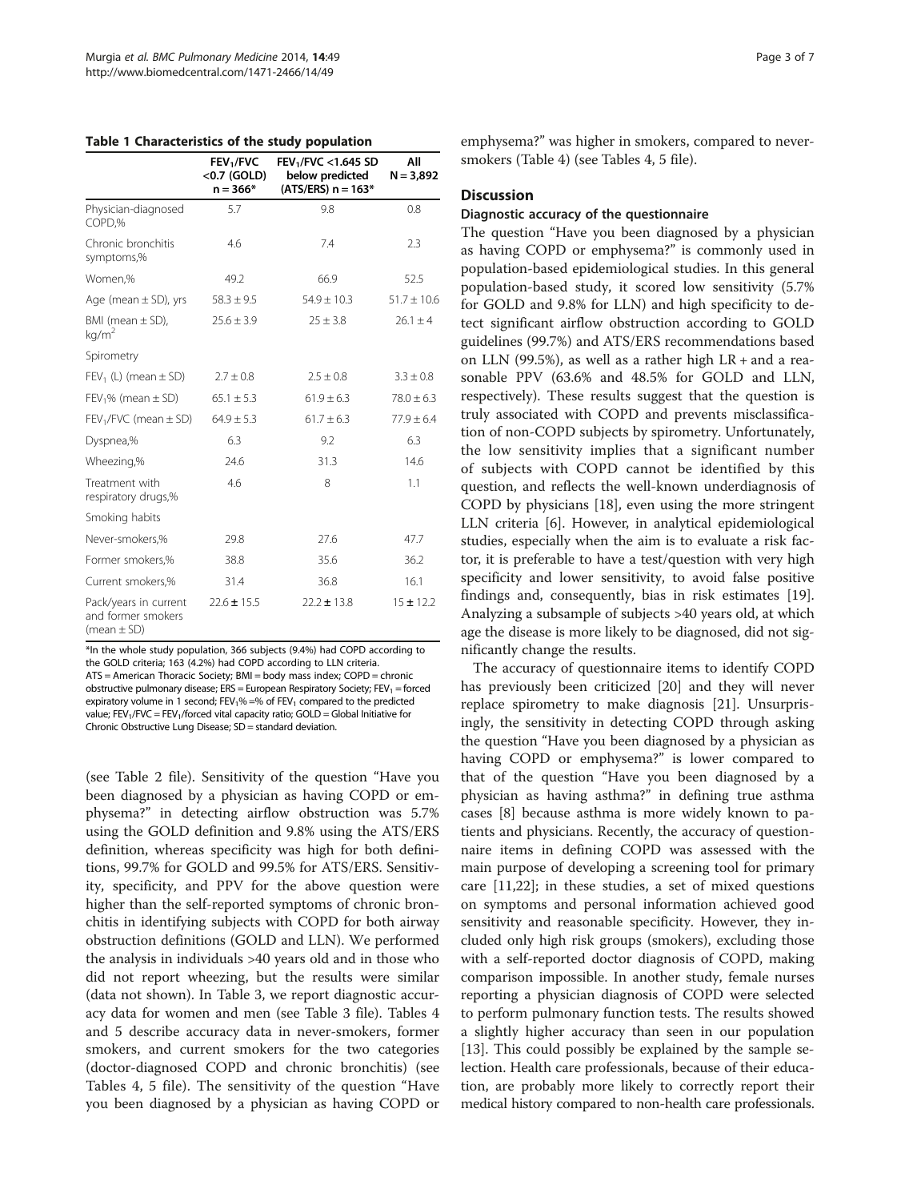**Table 1 Characteristics of the study population**

| | $FEV_1/FVC$ <0.7 (GOLD) n = 366* | $FEV_1/FVC$ <1.645 SD below predicted (ATS/ERS) n = 163* | All N = 3,892 |
|---|---|---|---|
| Physician-diagnosed COPD,% | 5.7 | 9.8 | 0.8 |
| Chronic bronchitis symptoms,% | 4.6 | 7.4 | 2.3 |
| Women,% | 49.2 | 66.9 | 52.5 |
| Age (mean ± SD), yrs | 58.3 ± 9.5 | 54.9 ± 10.3 | 51.7 ± 10.6 |
| BMI (mean ± SD), $kg/m^2$ | 25.6 ± 3.9 | 25 ± 3.8 | 26.1 ± 4 |
| Spirometry | | | |
| $FEV_1$ (L) (mean ± SD) | 2.7 ± 0.8 | 2.5 ± 0.8 | 3.3 ± 0.8 |
| $FEV_1$% (mean ± SD) | 65.1 ± 5.3 | 61.9 ± 6.3 | 78.0 ± 6.3 |
| $FEV_1/FVC$ (mean ± SD) | 64.9 ± 5.3 | 61.7 ± 6.3 | 77.9 ± 6.4 |
| Dyspnea,% | 6.3 | 9.2 | 6.3 |
| Wheezing,% | 24.6 | 31.3 | 14.6 |
| Treatment with respiratory drugs,% | 4.6 | 8 | 1.1 |
| Smoking habits | | | |
| Never-smokers,% | 29.8 | 27.6 | 47.7 |
| Former smokers,% | 38.8 | 35.6 | 36.2 |
| Current smokers,% | 31.4 | 36.8 | 16.1 |
| Pack/years in current and former smokers (mean ± SD) | 22.6 ± 15.5 | 22.2 ± 13.8 | 15 ± 12.2 |

*In the whole study population, 366 subjects (9.4%) had COPD according to the GOLD criteria; 163 (4.2%) had COPD according to LLN criteria.
ATS = American Thoracic Society; BMI = body mass index; COPD = chronic obstructive pulmonary disease; ERS = European Respiratory Society; $FEV_1$ = forced expiratory volume in 1 second; $FEV_1$% = % of $FEV_1$ compared to the predicted value; $FEV_1/FVC$ = $FEV_1$/forced vital capacity ratio; GOLD = Global Initiative for Chronic Obstructive Lung Disease; SD = standard deviation.

(see Table 2 file). Sensitivity of the question "Have you been diagnosed by a physician as having COPD or emphysema?" in detecting airflow obstruction was 5.7% using the GOLD definition and 9.8% using the ATS/ERS definition, whereas specificity was high for both definitions, 99.7% for GOLD and 99.5% for ATS/ERS. Sensitivity, specificity, and PPV for the above question were higher than the self-reported symptoms of chronic bronchitis in identifying subjects with COPD for both airway obstruction definitions (GOLD and LLN). We performed the analysis in individuals >40 years old and in those who did not report wheezing, but the results were similar (data not shown). In Table 3, we report diagnostic accuracy data for women and men (see Table 3 file). Tables 4 and 5 describe accuracy data in never-smokers, former smokers, and current smokers for the two categories (doctor-diagnosed COPD and chronic bronchitis) (see Tables 4, 5 file). The sensitivity of the question "Have you been diagnosed by a physician as having COPD or emphysema?" was higher in smokers, compared to never-smokers (Table 4) (see Tables 4, 5 file).

## Discussion

### Diagnostic accuracy of the questionnaire

The question "Have you been diagnosed by a physician as having COPD or emphysema?" is commonly used in population-based epidemiological studies. In this general population-based study, it scored low sensitivity (5.7% for GOLD and 9.8% for LLN) and high specificity to detect significant airflow obstruction according to GOLD guidelines (99.7%) and ATS/ERS recommendations based on LLN (99.5%), as well as a rather high LR + and a reasonable PPV (63.6% and 48.5% for GOLD and LLN, respectively). These results suggest that the question is truly associated with COPD and prevents misclassification of non-COPD subjects by spirometry. Unfortunately, the low sensitivity implies that a significant number of subjects with COPD cannot be identified by this question, and reflects the well-known underdiagnosis of COPD by physicians [18], even using the more stringent LLN criteria [6]. However, in analytical epidemiological studies, especially when the aim is to evaluate a risk factor, it is preferable to have a test/question with very high specificity and lower sensitivity, to avoid false positive findings and, consequently, bias in risk estimates [19]. Analyzing a subsample of subjects >40 years old, at which age the disease is more likely to be diagnosed, did not significantly change the results.

The accuracy of questionnaire items to identify COPD has previously been criticized [20] and they will never replace spirometry to make diagnosis [21]. Unsurprisingly, the sensitivity in detecting COPD through asking the question "Have you been diagnosed by a physician as having COPD or emphysema?" is lower compared to that of the question "Have you been diagnosed by a physician as having asthma?" in defining true asthma cases [8] because asthma is more widely known to patients and physicians. Recently, the accuracy of questionnaire items in defining COPD was assessed with the main purpose of developing a screening tool for primary care [11,22]; in these studies, a set of mixed questions on symptoms and personal information achieved good sensitivity and reasonable specificity. However, they included only high risk groups (smokers), excluding those with a self-reported doctor diagnosis of COPD, making comparison impossible. In another study, female nurses reporting a physician diagnosis of COPD were selected to perform pulmonary function tests. The results showed a slightly higher accuracy than seen in our population [13]. This could possibly be explained by the sample selection. Health care professionals, because of their education, are probably more likely to correctly report their medical history compared to non-health care professionals.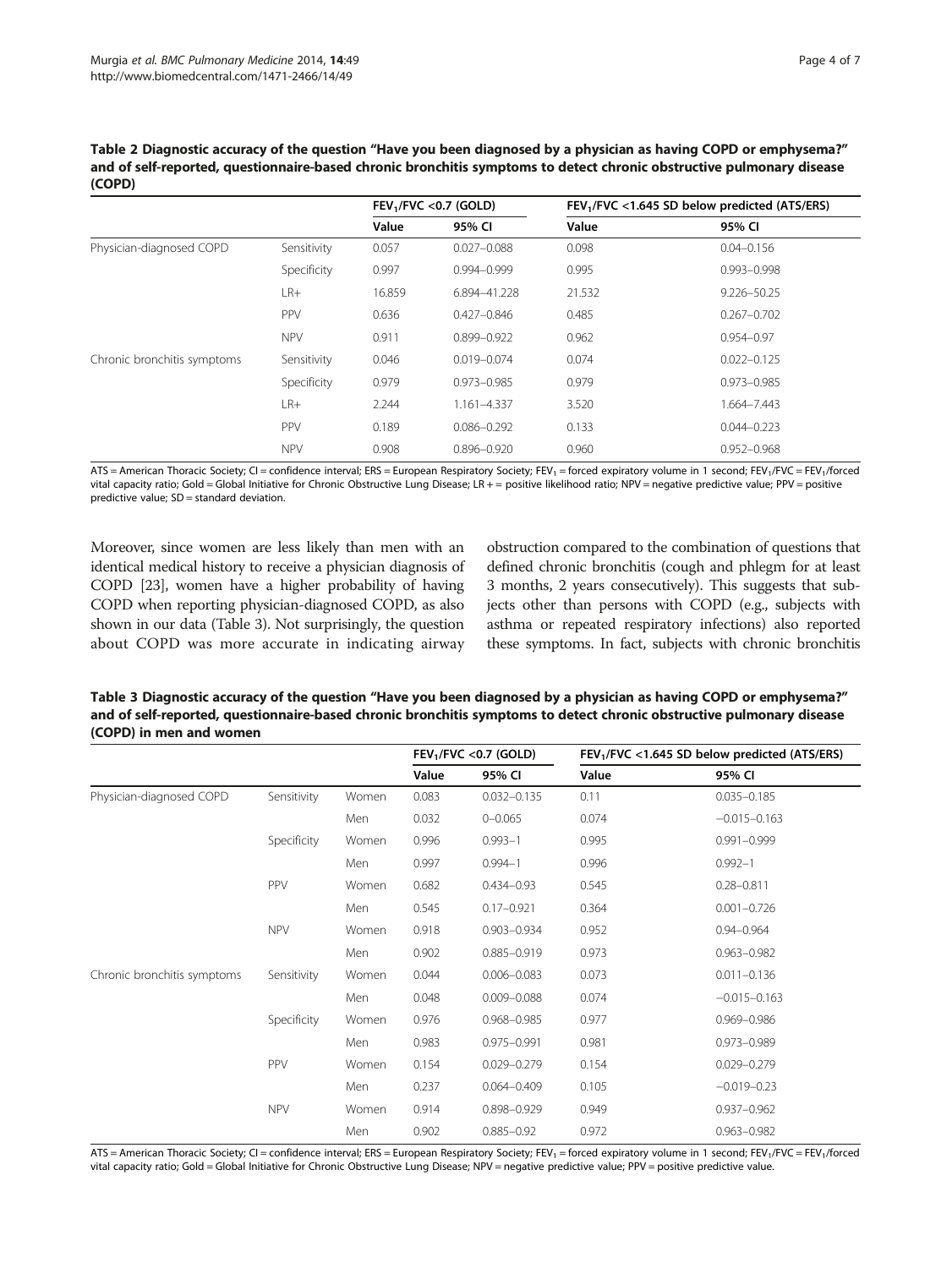**Table 2 Diagnostic accuracy of the question "Have you been diagnosed by a physician as having COPD or emphysema?" and of self-reported, questionnaire-based chronic bronchitis symptoms to detect chronic obstructive pulmonary disease (COPD)**

| | | $FEV_1/FVC$ <0.7 (GOLD) | | $FEV_1/FVC$ <1.645 SD below predicted (ATS/ERS) | |
|---|---|---|---|---|---|
| | | Value | 95% CI | Value | 95% CI |
| Physician-diagnosed COPD | Sensitivity | 0.057 | 0.027–0.088 | 0.098 | 0.04–0.156 |
| | Specificity | 0.997 | 0.994–0.999 | 0.995 | 0.993–0.998 |
| | LR+ | 16.859 | 6.894–41.228 | 21.532 | 9.226–50.25 |
| | PPV | 0.636 | 0.427–0.846 | 0.485 | 0.267–0.702 |
| | NPV | 0.911 | 0.899–0.922 | 0.962 | 0.954–0.97 |
| Chronic bronchitis symptoms | Sensitivity | 0.046 | 0.019–0.074 | 0.074 | 0.022–0.125 |
| | Specificity | 0.979 | 0.973–0.985 | 0.979 | 0.973–0.985 |
| | LR+ | 2.244 | 1.161–4.337 | 3.520 | 1.664–7.443 |
| | PPV | 0.189 | 0.086–0.292 | 0.133 | 0.044–0.223 |
| | NPV | 0.908 | 0.896–0.920 | 0.960 | 0.952–0.968 |

ATS = American Thoracic Society; CI = confidence interval; ERS = European Respiratory Society; $FEV_1$ = forced expiratory volume in 1 second; $FEV_1/FVC$ = $FEV_1$/forced vital capacity ratio; Gold = Global Initiative for Chronic Obstructive Lung Disease; LR + = positive likelihood ratio; NPV = negative predictive value; PPV = positive predictive value; SD = standard deviation.

Moreover, since women are less likely than men with an identical medical history to receive a physician diagnosis of COPD [23], women have a higher probability of having COPD when reporting physician-diagnosed COPD, as also shown in our data (Table 3). Not surprisingly, the question about COPD was more accurate in indicating airway obstruction compared to the combination of questions that defined chronic bronchitis (cough and phlegm for at least 3 months, 2 years consecutively). This suggests that subjects other than persons with COPD (e.g., subjects with asthma or repeated respiratory infections) also reported these symptoms. In fact, subjects with chronic bronchitis

**Table 3 Diagnostic accuracy of the question "Have you been diagnosed by a physician as having COPD or emphysema?" and of self-reported, questionnaire-based chronic bronchitis symptoms to detect chronic obstructive pulmonary disease (COPD) in men and women**

| | | | $FEV_1/FVC$ <0.7 (GOLD) | | $FEV_1/FVC$ <1.645 SD below predicted (ATS/ERS) | |
|---|---|---|---|---|---|---|
| | | | Value | 95% CI | Value | 95% CI |
| Physician-diagnosed COPD | Sensitivity | Women | 0.083 | 0.032–0.135 | 0.11 | 0.035–0.185 |
| | | Men | 0.032 | 0–0.065 | 0.074 | −0.015–0.163 |
| | Specificity | Women | 0.996 | 0.993–1 | 0.995 | 0.991–0.999 |
| | | Men | 0.997 | 0.994–1 | 0.996 | 0.992–1 |
| | PPV | Women | 0.682 | 0.434–0.93 | 0.545 | 0.28–0.811 |
| | | Men | 0.545 | 0.17–0.921 | 0.364 | 0.001–0.726 |
| | NPV | Women | 0.918 | 0.903–0.934 | 0.952 | 0.94–0.964 |
| | | Men | 0.902 | 0.885–0.919 | 0.973 | 0.963–0.982 |
| Chronic bronchitis symptoms | Sensitivity | Women | 0.044 | 0.006–0.083 | 0.073 | 0.011–0.136 |
| | | Men | 0.048 | 0.009–0.088 | 0.074 | −0.015–0.163 |
| | Specificity | Women | 0.976 | 0.968–0.985 | 0.977 | 0.969–0.986 |
| | | Men | 0.983 | 0.975–0.991 | 0.981 | 0.973–0.989 |
| | PPV | Women | 0.154 | 0.029–0.279 | 0.154 | 0.029–0.279 |
| | | Men | 0.237 | 0.064–0.409 | 0.105 | −0.019–0.23 |
| | NPV | Women | 0.914 | 0.898–0.929 | 0.949 | 0.937–0.962 |
| | | Men | 0.902 | 0.885–0.92 | 0.972 | 0.963–0.982 |

ATS = American Thoracic Society; CI = confidence interval; ERS = European Respiratory Society; $FEV_1$ = forced expiratory volume in 1 second; $FEV_1/FVC$ = $FEV_1$/forced vital capacity ratio; Gold = Global Initiative for Chronic Obstructive Lung Disease; NPV = negative predictive value; PPV = positive predictive value.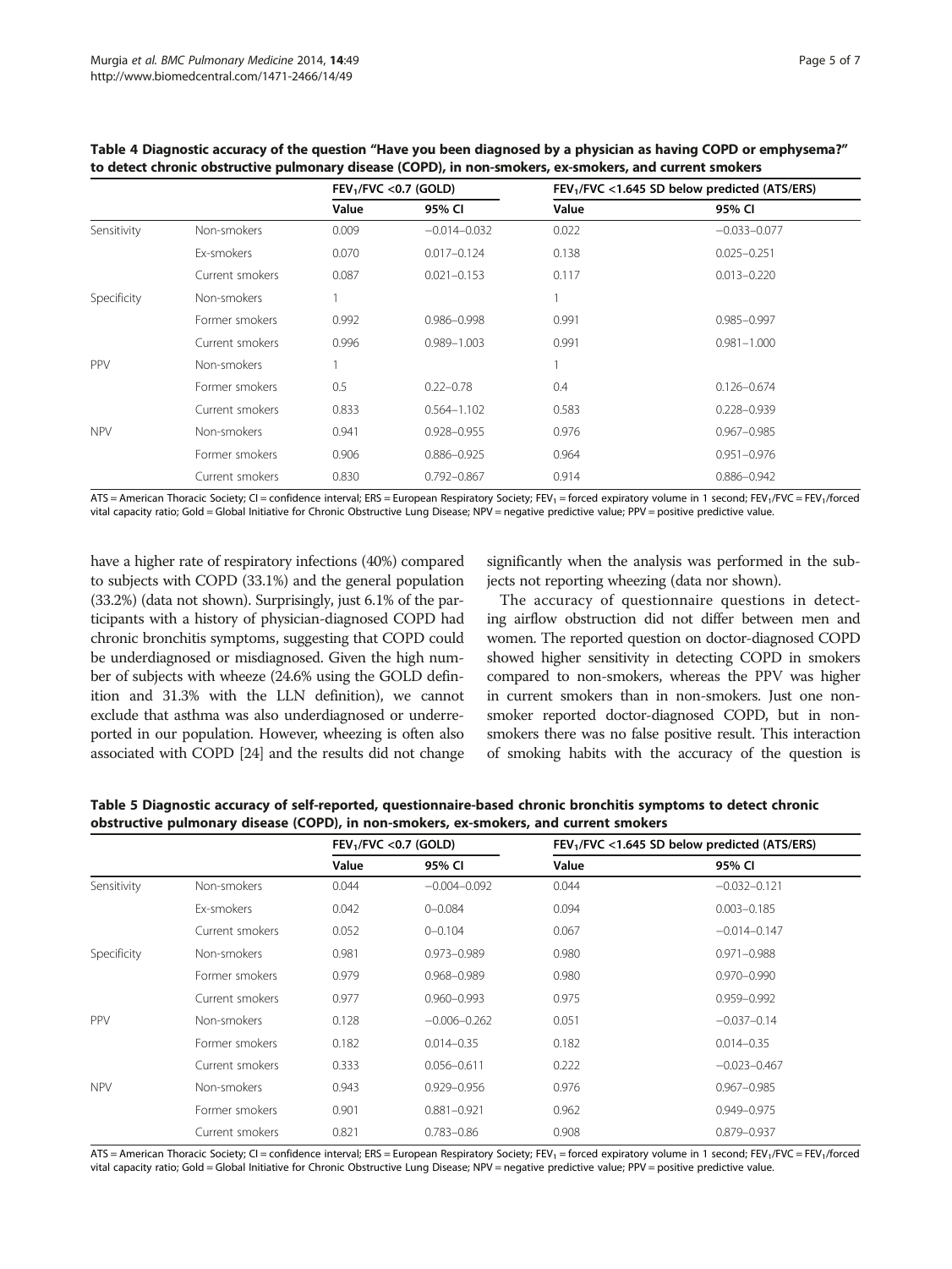**Table 4 Diagnostic accuracy of the question "Have you been diagnosed by a physician as having COPD or emphysema?" to detect chronic obstructive pulmonary disease (COPD), in non-smokers, ex-smokers, and current smokers**

| | | $FEV_1/FVC$ <0.7 (GOLD) | | $FEV_1/FVC$ <1.645 SD below predicted (ATS/ERS) | |
|---|---|---|---|---|---|
| | | Value | 95% CI | Value | 95% CI |
| Sensitivity | Non-smokers | 0.009 | −0.014–0.032 | 0.022 | −0.033–0.077 |
| | Ex-smokers | 0.070 | 0.017–0.124 | 0.138 | 0.025–0.251 |
| | Current smokers | 0.087 | 0.021–0.153 | 0.117 | 0.013–0.220 |
| Specificity | Non-smokers | 1 | | 1 | |
| | Former smokers | 0.992 | 0.986–0.998 | 0.991 | 0.985–0.997 |
| | Current smokers | 0.996 | 0.989–1.003 | 0.991 | 0.981–1.000 |
| PPV | Non-smokers | 1 | | 1 | |
| | Former smokers | 0.5 | 0.22–0.78 | 0.4 | 0.126–0.674 |
| | Current smokers | 0.833 | 0.564–1.102 | 0.583 | 0.228–0.939 |
| NPV | Non-smokers | 0.941 | 0.928–0.955 | 0.976 | 0.967–0.985 |
| | Former smokers | 0.906 | 0.886–0.925 | 0.964 | 0.951–0.976 |
| | Current smokers | 0.830 | 0.792–0.867 | 0.914 | 0.886–0.942 |

ATS = American Thoracic Society; CI = confidence interval; ERS = European Respiratory Society; $FEV_1$ = forced expiratory volume in 1 second; $FEV_1/FVC$ = $FEV_1$/forced vital capacity ratio; Gold = Global Initiative for Chronic Obstructive Lung Disease; NPV = negative predictive value; PPV = positive predictive value.

have a higher rate of respiratory infections (40%) compared to subjects with COPD (33.1%) and the general population (33.2%) (data not shown). Surprisingly, just 6.1% of the participants with a history of physician-diagnosed COPD had chronic bronchitis symptoms, suggesting that COPD could be underdiagnosed or misdiagnosed. Given the high number of subjects with wheeze (24.6% using the GOLD definition and 31.3% with the LLN definition), we cannot exclude that asthma was also underdiagnosed or underreported in our population. However, wheezing is often also associated with COPD [24] and the results did not change significantly when the analysis was performed in the subjects not reporting wheezing (data nor shown).

The accuracy of questionnaire questions in detecting airflow obstruction did not differ between men and women. The reported question on doctor-diagnosed COPD showed higher sensitivity in detecting COPD in smokers compared to non-smokers, whereas the PPV was higher in current smokers than in non-smokers. Just one non-smoker reported doctor-diagnosed COPD, but in non-smokers there was no false positive result. This interaction of smoking habits with the accuracy of the question is

**Table 5 Diagnostic accuracy of self-reported, questionnaire-based chronic bronchitis symptoms to detect chronic obstructive pulmonary disease (COPD), in non-smokers, ex-smokers, and current smokers**

| | | $FEV_1/FVC$ <0.7 (GOLD) | | $FEV_1/FVC$ <1.645 SD below predicted (ATS/ERS) | |
|---|---|---|---|---|---|
| | | Value | 95% CI | Value | 95% CI |
| Sensitivity | Non-smokers | 0.044 | −0.004–0.092 | 0.044 | −0.032–0.121 |
| | Ex-smokers | 0.042 | 0–0.084 | 0.094 | 0.003–0.185 |
| | Current smokers | 0.052 | 0–0.104 | 0.067 | −0.014–0.147 |
| Specificity | Non-smokers | 0.981 | 0.973–0.989 | 0.980 | 0.971–0.988 |
| | Former smokers | 0.979 | 0.968–0.989 | 0.980 | 0.970–0.990 |
| | Current smokers | 0.977 | 0.960–0.993 | 0.975 | 0.959–0.992 |
| PPV | Non-smokers | 0.128 | −0.006–0.262 | 0.051 | −0.037–0.14 |
| | Former smokers | 0.182 | 0.014–0.35 | 0.182 | 0.014–0.35 |
| | Current smokers | 0.333 | 0.056–0.611 | 0.222 | −0.023–0.467 |
| NPV | Non-smokers | 0.943 | 0.929–0.956 | 0.976 | 0.967–0.985 |
| | Former smokers | 0.901 | 0.881–0.921 | 0.962 | 0.949–0.975 |
| | Current smokers | 0.821 | 0.783–0.86 | 0.908 | 0.879–0.937 |

ATS = American Thoracic Society; CI = confidence interval; ERS = European Respiratory Society; $FEV_1$ = forced expiratory volume in 1 second; $FEV_1/FVC$ = $FEV_1$/forced vital capacity ratio; Gold = Global Initiative for Chronic Obstructive Lung Disease; NPV = negative predictive value; PPV = positive predictive value.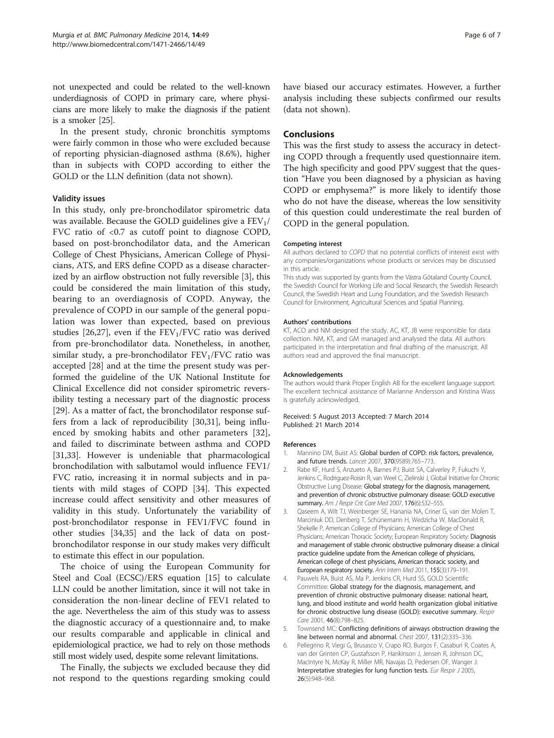not unexpected and could be related to the well-known underdiagnosis of COPD in primary care, where physicians are more likely to make the diagnosis if the patient is a smoker [25].

In the present study, chronic bronchitis symptoms were fairly common in those who were excluded because of reporting physician-diagnosed asthma (8.6%), higher than in subjects with COPD according to either the GOLD or the LLN definition (data not shown).

### Validity issues

In this study, only pre-bronchodilator spirometric data was available. Because the GOLD guidelines give a $FEV_1$/FVC ratio of <0.7 as cutoff point to diagnose COPD, based on post-bronchodilator data, and the American College of Chest Physicians, American College of Physicians, ATS, and ERS define COPD as a disease characterized by an airflow obstruction not fully reversible [3], this could be considered the main limitation of this study, bearing to an overdiagnosis of COPD. Anyway, the prevalence of COPD in our sample of the general population was lower than expected, based on previous studies [26,27], even if the $FEV_1$/FVC ratio was derived from pre-bronchodilator data. Nonetheless, in another, similar study, a pre-bronchodilator $FEV_1$/FVC ratio was accepted [28] and at the time the present study was performed the guideline of the UK National Institute for Clinical Excellence did not consider spirometric reversibility testing a necessary part of the diagnostic process [29]. As a matter of fact, the bronchodilator response suffers from a lack of reproducibility [30,31], being influenced by smoking habits and other parameters [32], and failed to discriminate between asthma and COPD [31,33]. However is undeniable that pharmacological bronchodilation with salbutamol would influence FEV1/FVC ratio, increasing it in normal subjects and in patients with mild stages of COPD [34]. This expected increase could affect sensitivity and other measures of validity in this study. Unfortunately the variability of post-bronchodilator response in FEV1/FVC found in other studies [34,35] and the lack of data on post-bronchodilator response in our study makes very difficult to estimate this effect in our population.

The choice of using the European Community for Steel and Coal (ECSC)/ERS equation [15] to calculate LLN could be another limitation, since it will not take in consideration the non-linear decline of FEV1 related to the age. Nevertheless the aim of this study was to assess the diagnostic accuracy of a questionnaire and, to make our results comparable and applicable in clinical and epidemiological practice, we had to rely on those methods still most widely used, despite some relevant limitations.

The Finally, the subjects we excluded because they did not respond to the questions regarding smoking could have biased our accuracy estimates. However, a further analysis including these subjects confirmed our results (data not shown).

## Conclusions

This was the first study to assess the accuracy in detecting COPD through a frequently used questionnaire item. The high specificity and good PPV suggest that the question "Have you been diagnosed by a physician as having COPD or emphysema?" is more likely to identify those who do not have the disease, whereas the low sensitivity of this question could underestimate the real burden of COPD in the general population.

#### Competing interest

All authors declared to *COPD* that no potential conflicts of interest exist with any companies/organizations whose products or services may be discussed in this article.

This study was supported by grants from the Västra Götaland County Council, the Swedish Council for Working Life and Social Research, the Swedish Research Council, the Swedish Heart and Lung Foundation, and the Swedish Research Council for Environment, Agricultural Sciences and Spatial Planning.

#### Authors' contributions

KT, ACO and NM designed the study. AC, KT, JB were responsible for data collection. NM, KT, and GM managed and analysed the data. All authors participated in the interpretation and final drafting of the manuscript. All authors read and approved the final manuscript.

#### Acknowledgements

The authors would thank Proper English AB for the excellent language support. The excellent technical assistance of Marianne Andersson and Kristina Wass is gratefully acknowledged.

Received: 5 August 2013 Accepted: 7 March 2014
Published: 21 March 2014

#### References

1. Mannino DM, Buist AS: **Global burden of COPD: risk factors, prevalence, and future trends.** *Lancet* 2007, **370**(9589):765–773.
2. Rabe KF, Hurd S, Anzueto A, Barnes PJ, Buist SA, Calverley P, Fukuchi Y, Jenkins C, Rodriguez-Roisin R, van Weel C, Zielinski J, Global Initiative for Chronic Obstructive Lung Disease: **Global strategy for the diagnosis, management, and prevention of chronic obstructive pulmonary disease: GOLD executive summary.** *Am J Respir Crit Care Med* 2007, **176**(6):532–555.
3. Qaseem A, Wilt TJ, Weinberger SE, Hanania NA, Criner G, van der Molen T, Marciniuk DD, Denberg T, Schünemann H, Wedzicha W, MacDonald R, Shekelle P, American College of Physicians; American College of Chest Physicians; American Thoracic Society; European Respiratory Society: **Diagnosis and management of stable chronic obstructive pulmonary disease: a clinical practice guideline update from the American college of physicians, American college of chest physicians, American thoracic society, and European respiratory society.** *Ann Intern Med* 2011, **155**(3):179–191.
4. Pauwels RA, Buist AS, Ma P, Jenkins CR, Hurd SS, GOLD Scientific Committee: **Global strategy for the diagnosis, management, and prevention of chronic obstructive pulmonary disease: national heart, lung, and blood institute and world health organization global initiative for chronic obstructive lung disease (GOLD): executive summary.** *Respir Care* 2001, **46**(8):798–825.
5. Townsend MC: **Conflicting definitions of airways obstruction drawing the line between normal and abnormal.** *Chest* 2007, **131**(2):335–336.
6. Pellegrino R, Viegi G, Brusasco V, Crapo RO, Burgos F, Casaburi R, Coates A, van der Grinten CP, Gustafsson P, Hankinson J, Jensen R, Johnson DC, MacIntyre N, McKay R, Miller MR, Navajas D, Pedersen OF, Wanger J: **Interpretative strategies for lung function tests.** *Eur Respir J* 2005, **26**(5):948–968.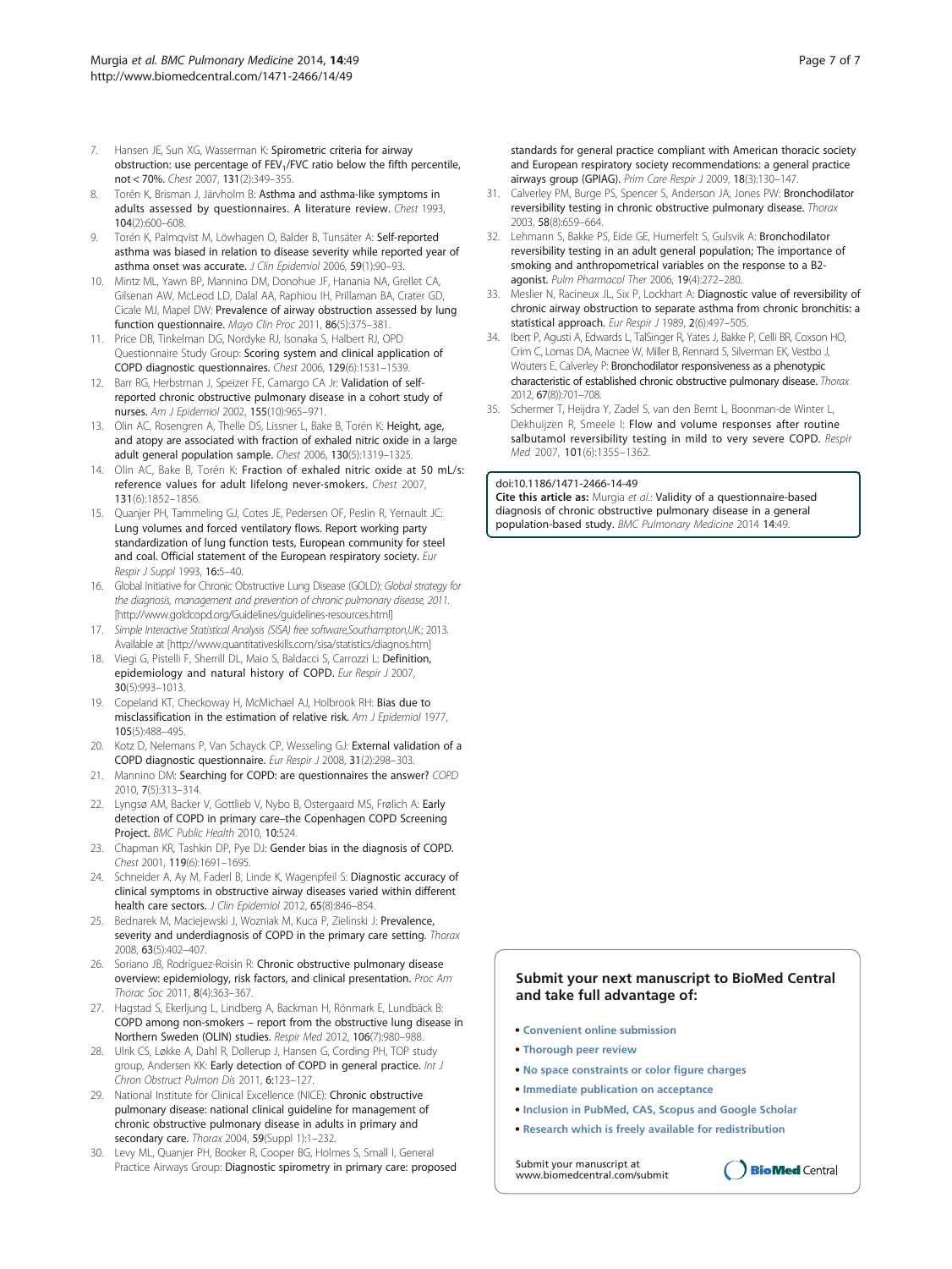7. Hansen JE, Sun XG, Wasserman K: **Spirometric criteria for airway obstruction: use percentage of $FEV_1$/FVC ratio below the fifth percentile, not < 70%.** *Chest* 2007, **131**(2):349–355.
8. Torén K, Brisman J, Järvholm B: **Asthma and asthma-like symptoms in adults assessed by questionnaires. A literature review.** *Chest* 1993, **104**(2):600–608.
9. Torén K, Palmqvist M, Löwhagen O, Balder B, Tunsäter A: **Self-reported asthma was biased in relation to disease severity while reported year of asthma onset was accurate.** *J Clin Epidemiol* 2006, **59**(1):90–93.
10. Mintz ML, Yawn BP, Mannino DM, Donohue JF, Hanania NA, Grellet CA, Gilsenan AW, McLeod LD, Dalal AA, Raphiou IH, Prillaman BA, Crater GD, Cicale MJ, Mapel DW: **Prevalence of airway obstruction assessed by lung function questionnaire.** *Mayo Clin Proc* 2011, **86**(5):375–381.
11. Price DB, Tinkelman DG, Nordyke RJ, Isonaka S, Halbert RJ, COPD Questionnaire Study Group: **Scoring system and clinical application of COPD diagnostic questionnaires.** *Chest* 2006, **129**(6):1531–1539.
12. Barr RG, Herbstman J, Speizer FE, Camargo CA Jr: **Validation of self-reported chronic obstructive pulmonary disease in a cohort study of nurses.** *Am J Epidemiol* 2002, **155**(10):965–971.
13. Olin AC, Rosengren A, Thelle DS, Lissner L, Bake B, Torén K: **Height, age, and atopy are associated with fraction of exhaled nitric oxide in a large adult general population sample.** *Chest* 2006, **130**(5):1319–1325.
14. Olin AC, Bake B, Torén K: **Fraction of exhaled nitric oxide at 50 mL/s: reference values for adult lifelong never-smokers.** *Chest* 2007, **131**(6):1852–1856.
15. Quanjer PH, Tammeling GJ, Cotes JE, Pedersen OF, Peslin R, Yernault JC: **Lung volumes and forced ventilatory flows. Report working party standardization of lung function tests, European community for steel and coal. Official statement of the European respiratory society.** *Eur Respir J Suppl* 1993, **16**:5–40.
16. Global Initiative for Chronic Obstructive Lung Disease (GOLD): *Global strategy for the diagnosis, management and prevention of chronic pulmonary disease, 2011.* [http://www.goldcopd.org/Guidelines/guidelines-resources.html]
17. *Simple Interactive Statistical Analysis (SISA) free software,Southampton,UK.*; 2013. Available at [http://www.quantitativeskills.com/sisa/statistics/diagnos.htm]
18. Viegi G, Pistelli F, Sherrill DL, Maio S, Baldacci S, Carrozzi L: **Definition, epidemiology and natural history of COPD.** *Eur Respir J* 2007, **30**(5):993–1013.
19. Copeland KT, Checkoway H, McMichael AJ, Holbrook RH: **Bias due to misclassification in the estimation of relative risk.** *Am J Epidemiol* 1977, **105**(5):488–495.
20. Kotz D, Nelemans P, Van Schayck CP, Wesseling GJ: **External validation of a COPD diagnostic questionnaire.** *Eur Respir J* 2008, **31**(2):298–303.
21. Mannino DM: **Searching for COPD: are questionnaires the answer?** *COPD* 2010, **7**(5):313–314.
22. Lyngsø AM, Backer V, Gottlieb V, Nybo B, Ostergaard MS, Frølich A: **Early detection of COPD in primary care–the Copenhagen COPD Screening Project.** *BMC Public Health* 2010, **10**:524.
23. Chapman KR, Tashkin DP, Pye DJ: **Gender bias in the diagnosis of COPD.** *Chest* 2001, **119**(6):1691–1695.
24. Schneider A, Ay M, Faderl B, Linde K, Wagenpfeil S: **Diagnostic accuracy of clinical symptoms in obstructive airway diseases varied within different health care sectors.** *J Clin Epidemiol* 2012, **65**(8):846–854.
25. Bednarek M, Maciejewski J, Wozniak M, Kuca P, Zielinski J: **Prevalence, severity and underdiagnosis of COPD in the primary care setting.** *Thorax* 2008, **63**(5):402–407.
26. Soriano JB, Rodríguez-Roisin R: **Chronic obstructive pulmonary disease overview: epidemiology, risk factors, and clinical presentation.** *Proc Am Thorac Soc* 2011, **8**(4):363–367.
27. Hagstad S, Ekerljung L, Lindberg A, Backman H, Rönmark E, Lundbäck B: **COPD among non-smokers – report from the obstructive lung disease in Northern Sweden (OLIN) studies.** *Respir Med* 2012, **106**(7):980–988.
28. Ulrik CS, Løkke A, Dahl R, Dollerup J, Hansen G, Cording PH, TOP study group, Andersen KK: **Early detection of COPD in general practice.** *Int J Chron Obstruct Pulmon Dis* 2011, **6**:123–127.
29. National Institute for Clinical Excellence (NICE): **Chronic obstructive pulmonary disease: national clinical guideline for management of chronic obstructive pulmonary disease in adults in primary and secondary care.** *Thorax* 2004, **59**(Suppl 1):1–232.
30. Levy ML, Quanjer PH, Booker R, Cooper BG, Holmes S, Small I, General Practice Airways Group: **Diagnostic spirometry in primary care: proposed standards for general practice compliant with American thoracic society and European respiratory society recommendations: a general practice airways group (GPIAG).** *Prim Care Respir J* 2009, **18**(3):130–147.
31. Calverley PM, Burge PS, Spencer S, Anderson JA, Jones PW: **Bronchodilator reversibility testing in chronic obstructive pulmonary disease.** *Thorax* 2003, **58**(8):659–664.
32. Lehmann S, Bakke PS, Eide GE, Humerfelt S, Gulsvik A: **Bronchodilator reversibility testing in an adult general population; The importance of smoking and anthropometrical variables on the response to a B2-agonist.** *Pulm Pharmacol Ther* 2006, **19**(4):272–280.
33. Meslier N, Racineux JL, Six P, Lockhart A: **Diagnostic value of reversibility of chronic airway obstruction to separate asthma from chronic bronchitis: a statistical approach.** *Eur Respir J* 1989, **2**(6):497–505.
34. Ibert P, Agusti A, Edwards L, TalSinger R, Yates J, Bakke P, Celli BR, Coxson HO, Crim C, Lomas DA, Macnee W, Miller B, Rennard S, Silverman EK, Vestbo J, Wouters E, Calverley P: **Bronchodilator responsiveness as a phenotypic characteristic of established chronic obstructive pulmonary disease.** *Thorax* 2012, **67**(8)):701–708.
35. Schermer T, Heijdra Y, Zadel S, van den Bemt L, Boonman-de Winter L, Dekhuijzen R, Smeele I: **Flow and volume responses after routine salbutamol reversibility testing in mild to very severe COPD.** *Respir Med* 2007, **101**(6):1355–1362.

doi:10.1186/1471-2466-14-49

**Cite this article as:** Murgia *et al.*: Validity of a questionnaire-based diagnosis of chronic obstructive pulmonary disease in a general population-based study. *BMC Pulmonary Medicine* 2014 **14**:49.

**Submit your next manuscript to BioMed Central and take full advantage of:**

- **Convenient online submission**
- **Thorough peer review**
- **No space constraints or color figure charges**
- **Immediate publication on acceptance**
- **Inclusion in PubMed, CAS, Scopus and Google Scholar**
- **Research which is freely available for redistribution**

Submit your manuscript at
www.biomedcentral.com/submit

BioMed Central